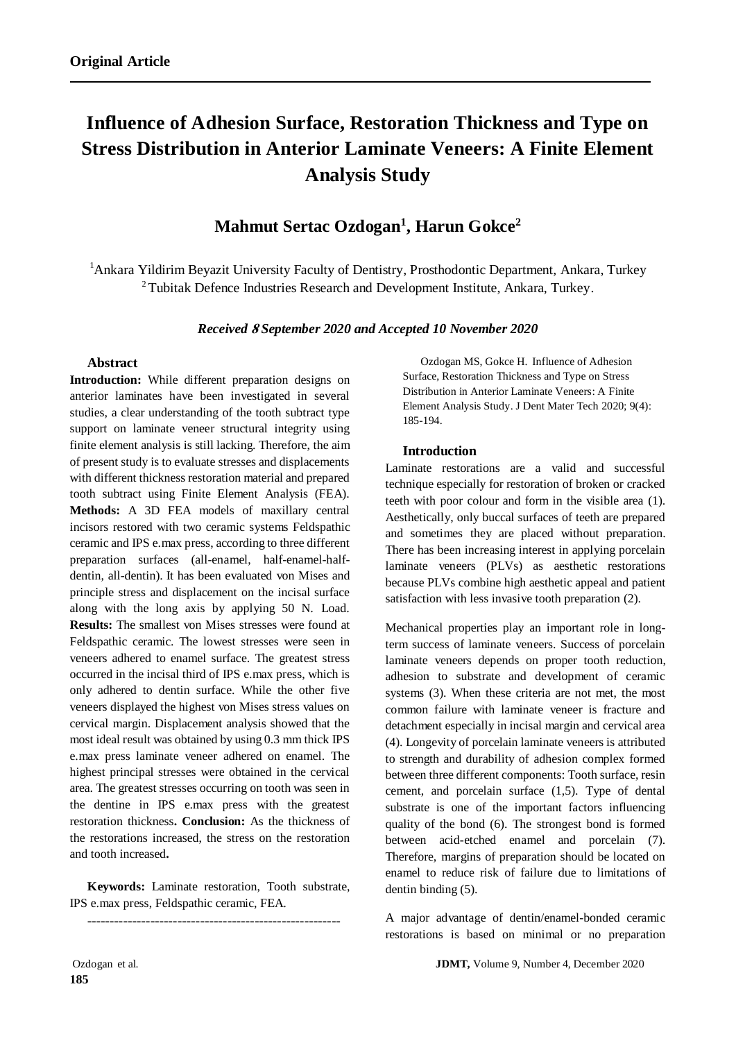**Original Article**

# Influence of Adhesion Surface, Restoration Thickness and Type on Stress Distribution in Anterior Laminate Veneers: A Finite Element Analysis Study

## Mahmut Sertac Ozdogan[1], Harun Gokce[2]

[1]Ankara Yildirim Beyazit University Faculty of Dentistry, Prosthodontic Department, Ankara, Turkey
[2]Tubitak Defence Industries Research and Development Institute, Ankara, Turkey.

***Received 8 September 2020 and Accepted 10 November 2020***

### Abstract

**Introduction:** While different preparation designs on anterior laminates have been investigated in several studies, a clear understanding of the tooth subtract type support on laminate veneer structural integrity using finite element analysis is still lacking. Therefore, the aim of present study is to evaluate stresses and displacements with different thickness restoration material and prepared tooth subtract using Finite Element Analysis (FEA). **Methods:** A 3D FEA models of maxillary central incisors restored with two ceramic systems Feldspathic ceramic and IPS e.max press, according to three different preparation surfaces (all-enamel, half-enamel-half-dentin, all-dentin). It has been evaluated von Mises and principle stress and displacement on the incisal surface along with the long axis by applying 50 N. Load. **Results:** The smallest von Mises stresses were found at Feldspathic ceramic. The lowest stresses were seen in veneers adhered to enamel surface. The greatest stress occurred in the incisal third of IPS e.max press, which is only adhered to dentin surface. While the other five veneers displayed the highest von Mises stress values on cervical margin. Displacement analysis showed that the most ideal result was obtained by using 0.3 mm thick IPS e.max press laminate veneer adhered on enamel. The highest principal stresses were obtained in the cervical area. The greatest stresses occurring on tooth was seen in the dentine in IPS e.max press with the greatest restoration thickness**. Conclusion:** As the thickness of the restorations increased, the stress on the restoration and tooth increased**.**

**Keywords:** Laminate restoration, Tooth substrate, IPS e.max press, Feldspathic ceramic, FEA.

---

Ozdogan MS, Gokce H. Influence of Adhesion Surface, Restoration Thickness and Type on Stress Distribution in Anterior Laminate Veneers: A Finite Element Analysis Study. J Dent Mater Tech 2020; 9(4): 185-194.

### Introduction

Laminate restorations are a valid and successful technique especially for restoration of broken or cracked teeth with poor colour and form in the visible area (1). Aesthetically, only buccal surfaces of teeth are prepared and sometimes they are placed without preparation. There has been increasing interest in applying porcelain laminate veneers (PLVs) as aesthetic restorations because PLVs combine high aesthetic appeal and patient satisfaction with less invasive tooth preparation (2).

Mechanical properties play an important role in long-term success of laminate veneers. Success of porcelain laminate veneers depends on proper tooth reduction, adhesion to substrate and development of ceramic systems (3). When these criteria are not met, the most common failure with laminate veneer is fracture and detachment especially in incisal margin and cervical area (4). Longevity of porcelain laminate veneers is attributed to strength and durability of adhesion complex formed between three different components: Tooth surface, resin cement, and porcelain surface (1,5). Type of dental substrate is one of the important factors influencing quality of the bond (6). The strongest bond is formed between acid-etched enamel and porcelain (7). Therefore, margins of preparation should be located on enamel to reduce risk of failure due to limitations of dentin binding (5).

A major advantage of dentin/enamel-bonded ceramic restorations is based on minimal or no preparation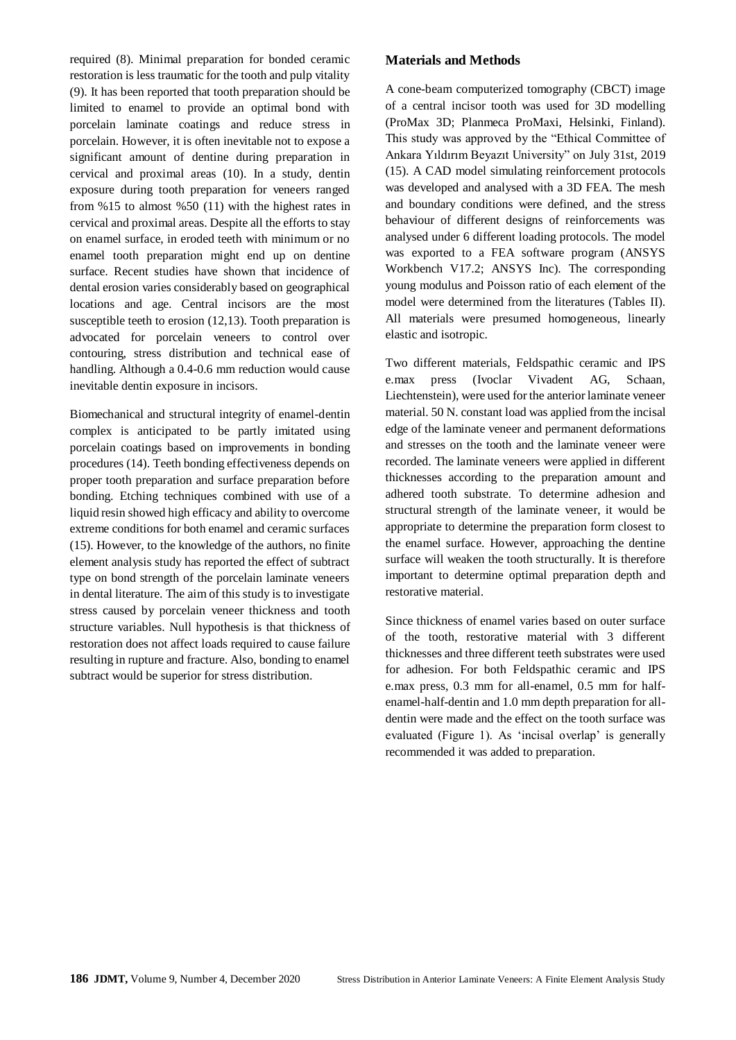required (8). Minimal preparation for bonded ceramic restoration is less traumatic for the tooth and pulp vitality (9). It has been reported that tooth preparation should be limited to enamel to provide an optimal bond with porcelain laminate coatings and reduce stress in porcelain. However, it is often inevitable not to expose a significant amount of dentine during preparation in cervical and proximal areas (10). In a study, dentin exposure during tooth preparation for veneers ranged from %15 to almost %50 (11) with the highest rates in cervical and proximal areas. Despite all the efforts to stay on enamel surface, in eroded teeth with minimum or no enamel tooth preparation might end up on dentine surface. Recent studies have shown that incidence of dental erosion varies considerably based on geographical locations and age. Central incisors are the most susceptible teeth to erosion (12,13). Tooth preparation is advocated for porcelain veneers to control over contouring, stress distribution and technical ease of handling. Although a 0.4-0.6 mm reduction would cause inevitable dentin exposure in incisors.

Biomechanical and structural integrity of enamel-dentin complex is anticipated to be partly imitated using porcelain coatings based on improvements in bonding procedures (14). Teeth bonding effectiveness depends on proper tooth preparation and surface preparation before bonding. Etching techniques combined with use of a liquid resin showed high efficacy and ability to overcome extreme conditions for both enamel and ceramic surfaces (15). However, to the knowledge of the authors, no finite element analysis study has reported the effect of subtract type on bond strength of the porcelain laminate veneers in dental literature. The aim of this study is to investigate stress caused by porcelain veneer thickness and tooth structure variables. Null hypothesis is that thickness of restoration does not affect loads required to cause failure resulting in rupture and fracture. Also, bonding to enamel subtract would be superior for stress distribution.

## Materials and Methods

A cone-beam computerized tomography (CBCT) image of a central incisor tooth was used for 3D modelling (ProMax 3D; Planmeca ProMaxi, Helsinki, Finland). This study was approved by the "Ethical Committee of Ankara Yıldırım Beyazıt University" on July 31st, 2019 (15). A CAD model simulating reinforcement protocols was developed and analysed with a 3D FEA. The mesh and boundary conditions were defined, and the stress behaviour of different designs of reinforcements was analysed under 6 different loading protocols. The model was exported to a FEA software program (ANSYS Workbench V17.2; ANSYS Inc). The corresponding young modulus and Poisson ratio of each element of the model were determined from the literatures (Tables II). All materials were presumed homogeneous, linearly elastic and isotropic.

Two different materials, Feldspathic ceramic and IPS e.max press (Ivoclar Vivadent AG, Schaan, Liechtenstein), were used for the anterior laminate veneer material. 50 N. constant load was applied from the incisal edge of the laminate veneer and permanent deformations and stresses on the tooth and the laminate veneer were recorded. The laminate veneers were applied in different thicknesses according to the preparation amount and adhered tooth substrate. To determine adhesion and structural strength of the laminate veneer, it would be appropriate to determine the preparation form closest to the enamel surface. However, approaching the dentine surface will weaken the tooth structurally. It is therefore important to determine optimal preparation depth and restorative material.

Since thickness of enamel varies based on outer surface of the tooth, restorative material with 3 different thicknesses and three different teeth substrates were used for adhesion. For both Feldspathic ceramic and IPS e.max press, 0.3 mm for all-enamel, 0.5 mm for half-enamel-half-dentin and 1.0 mm depth preparation for all-dentin were made and the effect on the tooth surface was evaluated (Figure 1). As 'incisal overlap' is generally recommended it was added to preparation.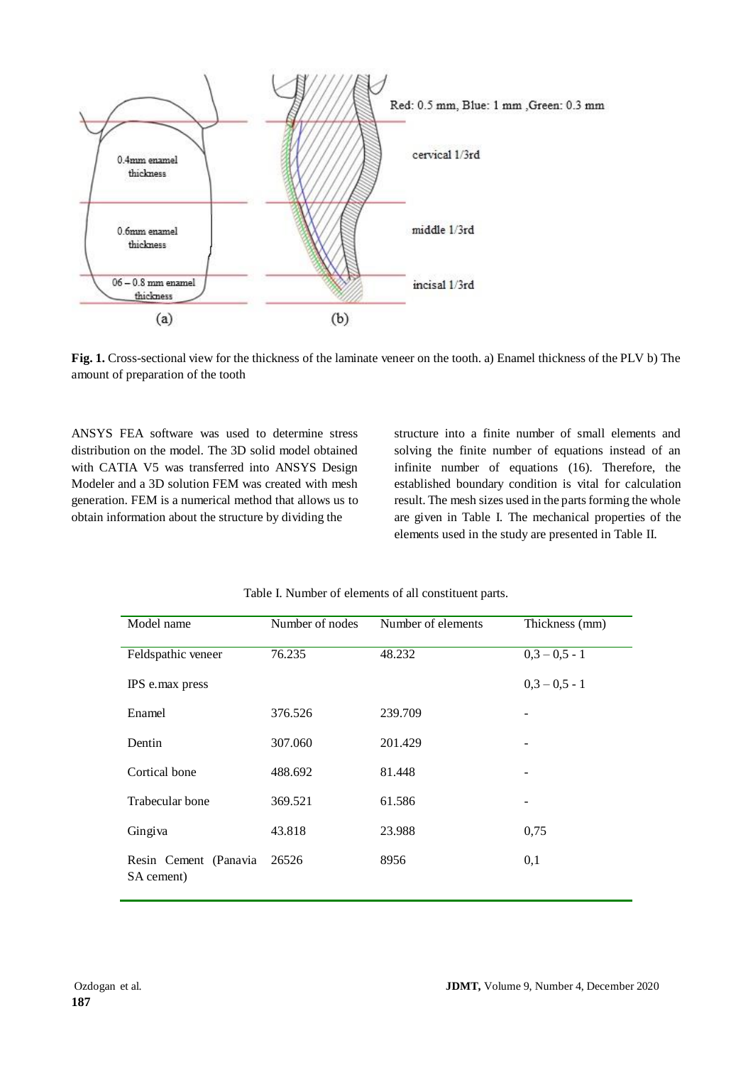Fig. 1. Cross-sectional view for the thickness of the laminate veneer on the tooth. a) Enamel thickness of the PLV b) The amount of preparation of the tooth

ANSYS FEA software was used to determine stress distribution on the model. The 3D solid model obtained with CATIA V5 was transferred into ANSYS Design Modeler and a 3D solution FEM was created with mesh generation. FEM is a numerical method that allows us to obtain information about the structure by dividing the structure into a finite number of small elements and solving the finite number of equations instead of an infinite number of equations (16). Therefore, the established boundary condition is vital for calculation result. The mesh sizes used in the parts forming the whole are given in Table I. The mechanical properties of the elements used in the study are presented in Table II.

Table I. Number of elements of all constituent parts.

| Model name | Number of nodes | Number of elements | Thickness (mm) |
|---|---|---|---|
| Feldspathic veneer | 76.235 | 48.232 | 0,3 – 0,5 - 1 |
| IPS e.max press | | | 0,3 – 0,5 - 1 |
| Enamel | 376.526 | 239.709 | - |
| Dentin | 307.060 | 201.429 | - |
| Cortical bone | 488.692 | 81.448 | - |
| Trabecular bone | 369.521 | 61.586 | - |
| Gingiva | 43.818 | 23.988 | 0,75 |
| Resin Cement (Panavia SA cement) | 26526 | 8956 | 0,1 |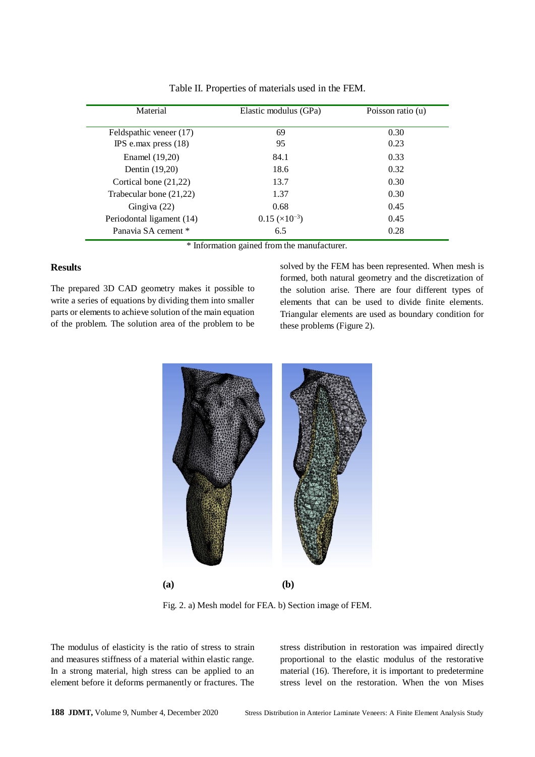Table II. Properties of materials used in the FEM.

| Material | Elastic modulus (GPa) | Poisson ratio (u) |
|---|---|---|
| Feldspathic veneer (17) | 69 | 0.30 |
| IPS e.max press (18) | 95 | 0.23 |
| Enamel (19,20) | 84.1 | 0.33 |
| Dentin (19,20) | 18.6 | 0.32 |
| Cortical bone (21,22) | 13.7 | 0.30 |
| Trabecular bone (21,22) | 1.37 | 0.30 |
| Gingiva (22) | 0.68 | 0.45 |
| Periodontal ligament (14) | 0.15 ($\times 10^{-3}$) | 0.45 |
| Panavia SA cement * | 6.5 | 0.28 |

* Information gained from the manufacturer.

## Results

The prepared 3D CAD geometry makes it possible to write a series of equations by dividing them into smaller parts or elements to achieve solution of the main equation of the problem. The solution area of the problem to be solved by the FEM has been represented. When mesh is formed, both natural geometry and the discretization of the solution arise. There are four different types of elements that can be used to divide finite elements. Triangular elements are used as boundary condition for these problems (Figure 2).

**(a)** **(b)**

Fig. 2. a) Mesh model for FEA. b) Section image of FEM.

The modulus of elasticity is the ratio of stress to strain and measures stiffness of a material within elastic range. In a strong material, high stress can be applied to an element before it deforms permanently or fractures. The stress distribution in restoration was impaired directly proportional to the elastic modulus of the restorative material (16). Therefore, it is important to predetermine stress level on the restoration. When the von Mises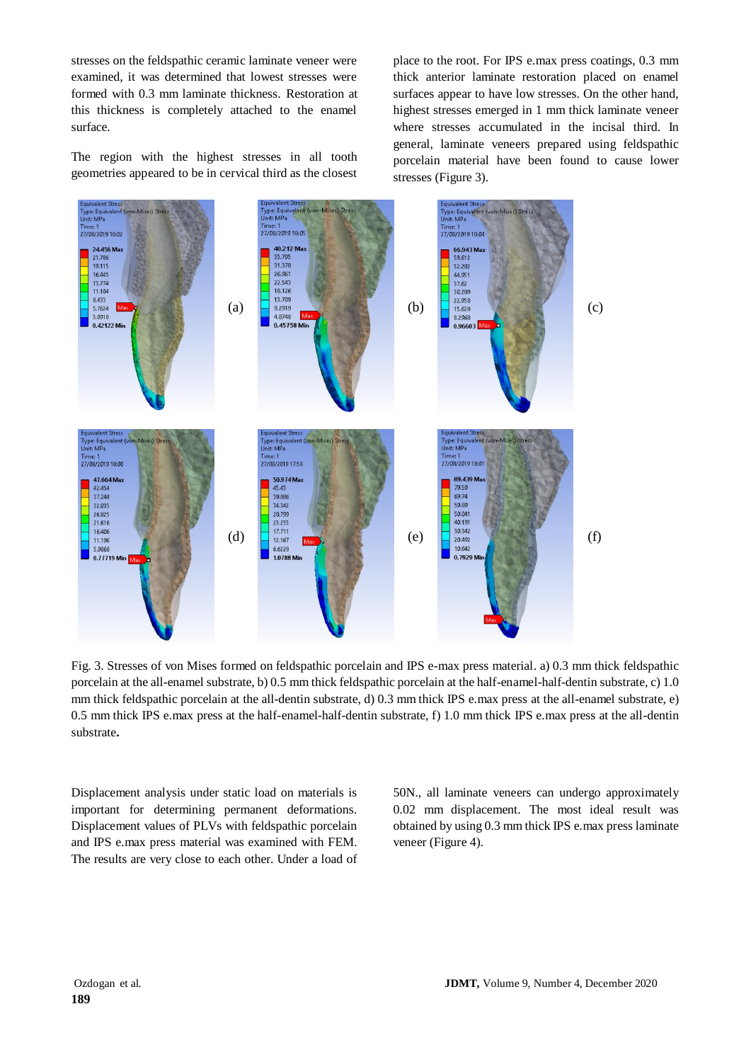stresses on the feldspathic ceramic laminate veneer were examined, it was determined that lowest stresses were formed with 0.3 mm laminate thickness. Restoration at this thickness is completely attached to the enamel surface.

The region with the highest stresses in all tooth geometries appeared to be in cervical third as the closest place to the root. For IPS e.max press coatings, 0.3 mm thick anterior laminate restoration placed on enamel surfaces appear to have low stresses. On the other hand, highest stresses emerged in 1 mm thick laminate veneer where stresses accumulated in the incisal third. In general, laminate veneers prepared using feldspathic porcelain material have been found to cause lower stresses (Figure 3).

Fig. 3. Stresses of von Mises formed on feldspathic porcelain and IPS e-max press material. a) 0.3 mm thick feldspathic porcelain at the all-enamel substrate, b) 0.5 mm thick feldspathic porcelain at the half-enamel-half-dentin substrate, c) 1.0 mm thick feldspathic porcelain at the all-dentin substrate, d) 0.3 mm thick IPS e.max press at the all-enamel substrate, e) 0.5 mm thick IPS e.max press at the half-enamel-half-dentin substrate, f) 1.0 mm thick IPS e.max press at the all-dentin substrate**.**

Displacement analysis under static load on materials is important for determining permanent deformations. Displacement values of PLVs with feldspathic porcelain and IPS e.max press material was examined with FEM. The results are very close to each other. Under a load of 50N., all laminate veneers can undergo approximately 0.02 mm displacement. The most ideal result was obtained by using 0.3 mm thick IPS e.max press laminate veneer (Figure 4).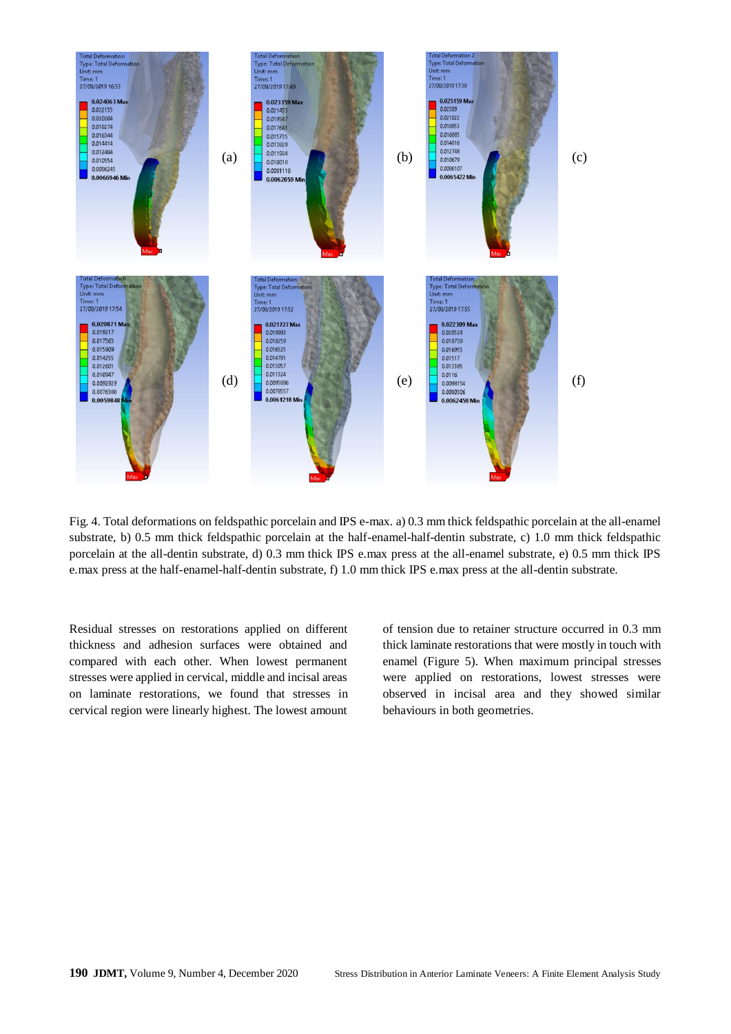Fig. 4. Total deformations on feldspathic porcelain and IPS e-max. a) 0.3 mm thick feldspathic porcelain at the all-enamel substrate, b) 0.5 mm thick feldspathic porcelain at the half-enamel-half-dentin substrate, c) 1.0 mm thick feldspathic porcelain at the all-dentin substrate, d) 0.3 mm thick IPS e.max press at the all-enamel substrate, e) 0.5 mm thick IPS e.max press at the half-enamel-half-dentin substrate, f) 1.0 mm thick IPS e.max press at the all-dentin substrate.

Residual stresses on restorations applied on different thickness and adhesion surfaces were obtained and compared with each other. When lowest permanent stresses were applied in cervical, middle and incisal areas on laminate restorations, we found that stresses in cervical region were linearly highest. The lowest amount of tension due to retainer structure occurred in 0.3 mm thick laminate restorations that were mostly in touch with enamel (Figure 5). When maximum principal stresses were applied on restorations, lowest stresses were observed in incisal area and they showed similar behaviours in both geometries.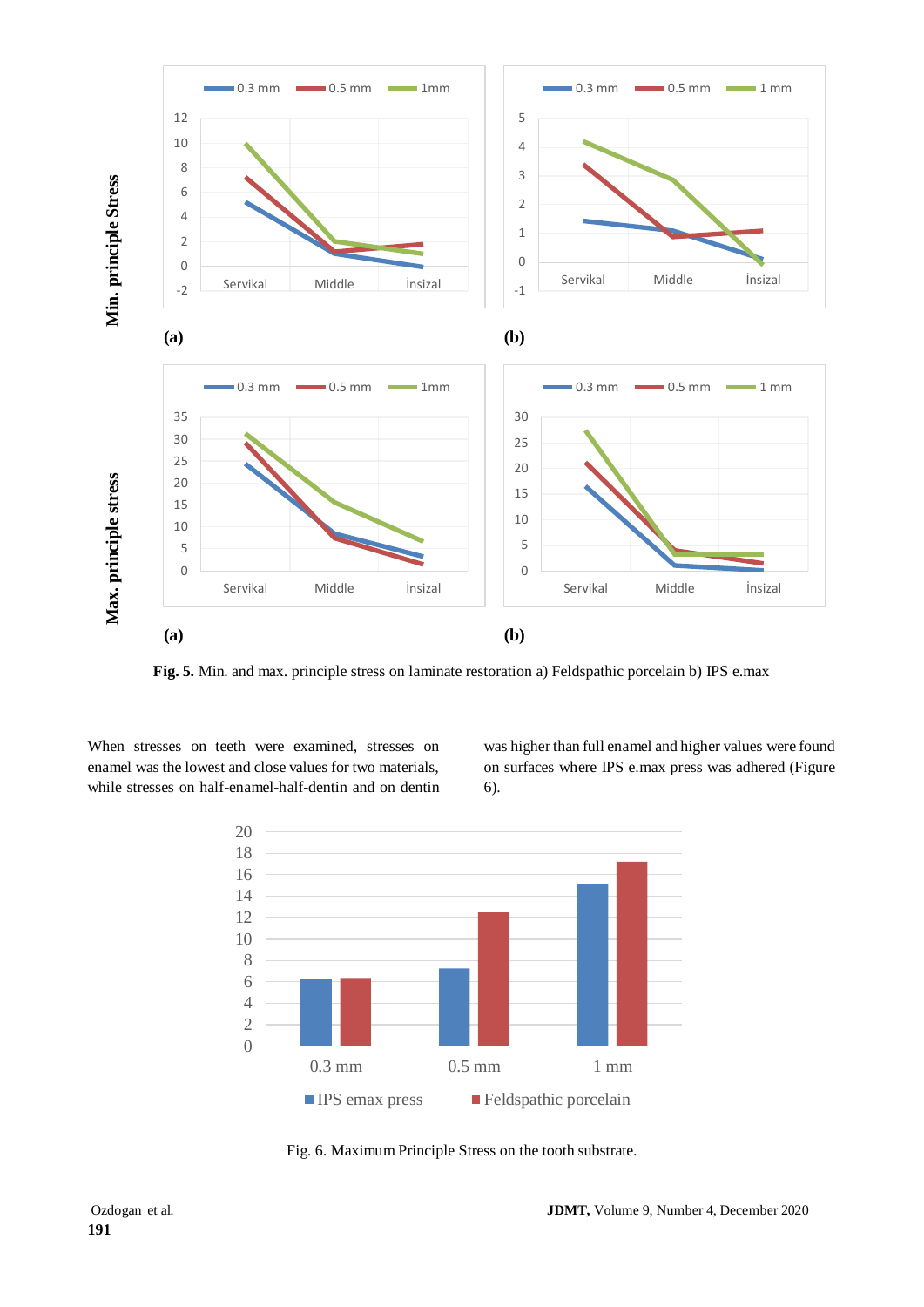**Fig. 5.** Min. and max. principle stress on laminate restoration a) Feldspathic porcelain b) IPS e.max

When stresses on teeth were examined, stresses on enamel was the lowest and close values for two materials, while stresses on half-enamel-half-dentin and on dentin was higher than full enamel and higher values were found on surfaces where IPS e.max press was adhered (Figure 6).

Fig. 6. Maximum Principle Stress on the tooth substrate.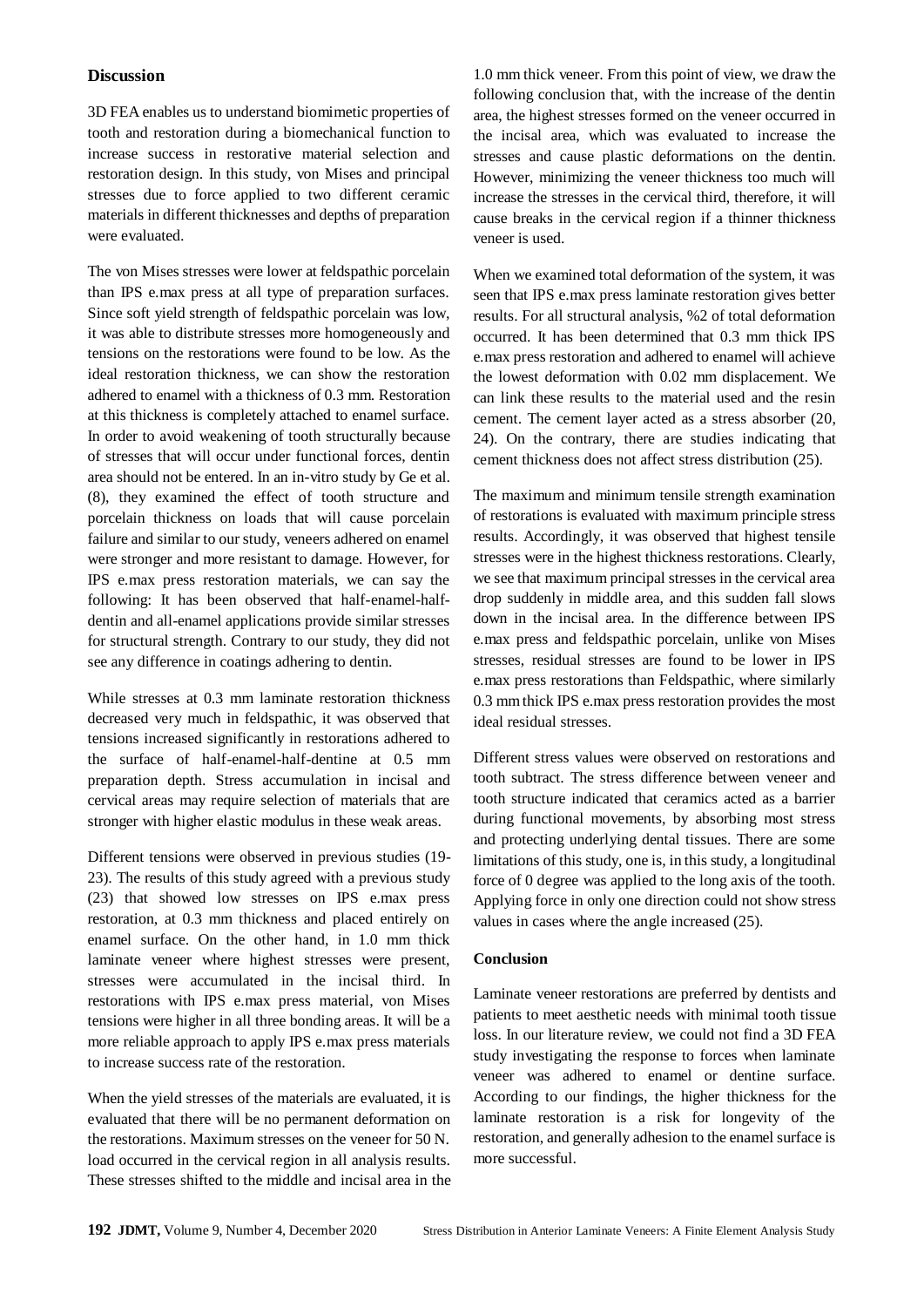## Discussion

3D FEA enables us to understand biomimetic properties of tooth and restoration during a biomechanical function to increase success in restorative material selection and restoration design. In this study, von Mises and principal stresses due to force applied to two different ceramic materials in different thicknesses and depths of preparation were evaluated.

The von Mises stresses were lower at feldspathic porcelain than IPS e.max press at all type of preparation surfaces. Since soft yield strength of feldspathic porcelain was low, it was able to distribute stresses more homogeneously and tensions on the restorations were found to be low. As the ideal restoration thickness, we can show the restoration adhered to enamel with a thickness of 0.3 mm. Restoration at this thickness is completely attached to enamel surface. In order to avoid weakening of tooth structurally because of stresses that will occur under functional forces, dentin area should not be entered. In an in-vitro study by Ge et al. (8), they examined the effect of tooth structure and porcelain thickness on loads that will cause porcelain failure and similar to our study, veneers adhered on enamel were stronger and more resistant to damage. However, for IPS e.max press restoration materials, we can say the following: It has been observed that half-enamel-half-dentin and all-enamel applications provide similar stresses for structural strength. Contrary to our study, they did not see any difference in coatings adhering to dentin.

While stresses at 0.3 mm laminate restoration thickness decreased very much in feldspathic, it was observed that tensions increased significantly in restorations adhered to the surface of half-enamel-half-dentine at 0.5 mm preparation depth. Stress accumulation in incisal and cervical areas may require selection of materials that are stronger with higher elastic modulus in these weak areas.

Different tensions were observed in previous studies (19-23). The results of this study agreed with a previous study (23) that showed low stresses on IPS e.max press restoration, at 0.3 mm thickness and placed entirely on enamel surface. On the other hand, in 1.0 mm thick laminate veneer where highest stresses were present, stresses were accumulated in the incisal third. In restorations with IPS e.max press material, von Mises tensions were higher in all three bonding areas. It will be a more reliable approach to apply IPS e.max press materials to increase success rate of the restoration.

When the yield stresses of the materials are evaluated, it is evaluated that there will be no permanent deformation on the restorations. Maximum stresses on the veneer for 50 N. load occurred in the cervical region in all analysis results. These stresses shifted to the middle and incisal area in the 1.0 mm thick veneer. From this point of view, we draw the following conclusion that, with the increase of the dentin area, the highest stresses formed on the veneer occurred in the incisal area, which was evaluated to increase the stresses and cause plastic deformations on the dentin. However, minimizing the veneer thickness too much will increase the stresses in the cervical third, therefore, it will cause breaks in the cervical region if a thinner thickness veneer is used.

When we examined total deformation of the system, it was seen that IPS e.max press laminate restoration gives better results. For all structural analysis, %2 of total deformation occurred. It has been determined that 0.3 mm thick IPS e.max press restoration and adhered to enamel will achieve the lowest deformation with 0.02 mm displacement. We can link these results to the material used and the resin cement. The cement layer acted as a stress absorber (20, 24). On the contrary, there are studies indicating that cement thickness does not affect stress distribution (25).

The maximum and minimum tensile strength examination of restorations is evaluated with maximum principle stress results. Accordingly, it was observed that highest tensile stresses were in the highest thickness restorations. Clearly, we see that maximum principal stresses in the cervical area drop suddenly in middle area, and this sudden fall slows down in the incisal area. In the difference between IPS e.max press and feldspathic porcelain, unlike von Mises stresses, residual stresses are found to be lower in IPS e.max press restorations than Feldspathic, where similarly 0.3 mm thick IPS e.max press restoration provides the most ideal residual stresses.

Different stress values were observed on restorations and tooth subtract. The stress difference between veneer and tooth structure indicated that ceramics acted as a barrier during functional movements, by absorbing most stress and protecting underlying dental tissues. There are some limitations of this study, one is, in this study, a longitudinal force of 0 degree was applied to the long axis of the tooth. Applying force in only one direction could not show stress values in cases where the angle increased (25).

### Conclusion

Laminate veneer restorations are preferred by dentists and patients to meet aesthetic needs with minimal tooth tissue loss. In our literature review, we could not find a 3D FEA study investigating the response to forces when laminate veneer was adhered to enamel or dentine surface. According to our findings, the higher thickness for the laminate restoration is a risk for longevity of the restoration, and generally adhesion to the enamel surface is more successful.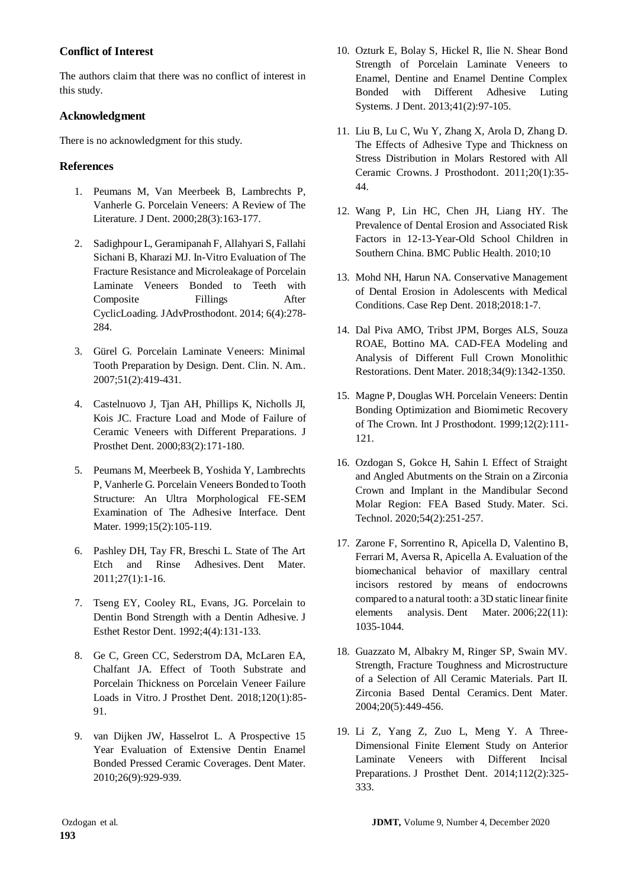## Conflict of Interest

The authors claim that there was no conflict of interest in this study.

## Acknowledgment

There is no acknowledgment for this study.

## References

1. Peumans M, Van Meerbeek B, Lambrechts P, Vanherle G. Porcelain Veneers: A Review of The Literature. J Dent. 2000;28(3):163-177.
2. Sadighpour L, Geramipanah F, Allahyari S, Fallahi Sichani B, Kharazi MJ. In-Vitro Evaluation of The Fracture Resistance and Microleakage of Porcelain Laminate Veneers Bonded to Teeth with Composite Fillings After CyclicLoading. JAdvProsthodont. 2014; 6(4):278-284.
3. Gürel G. Porcelain Laminate Veneers: Minimal Tooth Preparation by Design. Dent. Clin. N. Am.. 2007;51(2):419-431.
4. Castelnuovo J, Tjan AH, Phillips K, Nicholls JI, Kois JC. Fracture Load and Mode of Failure of Ceramic Veneers with Different Preparations. J Prosthet Dent. 2000;83(2):171-180.
5. Peumans M, Meerbeek B, Yoshida Y, Lambrechts P, Vanherle G. Porcelain Veneers Bonded to Tooth Structure: An Ultra Morphological FE-SEM Examination of The Adhesive Interface. Dent Mater. 1999;15(2):105-119.
6. Pashley DH, Tay FR, Breschi L. State of The Art Etch and Rinse Adhesives. Dent Mater. 2011;27(1):1-16.
7. Tseng EY, Cooley RL, Evans, JG. Porcelain to Dentin Bond Strength with a Dentin Adhesive. J Esthet Restor Dent. 1992;4(4):131-133.
8. Ge C, Green CC, Sederstrom DA, McLaren EA, Chalfant JA. Effect of Tooth Substrate and Porcelain Thickness on Porcelain Veneer Failure Loads in Vitro. J Prosthet Dent. 2018;120(1):85-91.
9. van Dijken JW, Hasselrot L. A Prospective 15 Year Evaluation of Extensive Dentin Enamel Bonded Pressed Ceramic Coverages. Dent Mater. 2010;26(9):929-939.
10. Ozturk E, Bolay S, Hickel R, Ilie N. Shear Bond Strength of Porcelain Laminate Veneers to Enamel, Dentine and Enamel Dentine Complex Bonded with Different Adhesive Luting Systems. J Dent. 2013;41(2):97-105.
11. Liu B, Lu C, Wu Y, Zhang X, Arola D, Zhang D. The Effects of Adhesive Type and Thickness on Stress Distribution in Molars Restored with All Ceramic Crowns. J Prosthodont. 2011;20(1):35-44.
12. Wang P, Lin HC, Chen JH, Liang HY. The Prevalence of Dental Erosion and Associated Risk Factors in 12-13-Year-Old School Children in Southern China. BMC Public Health. 2010;10
13. Mohd NH, Harun NA. Conservative Management of Dental Erosion in Adolescents with Medical Conditions. Case Rep Dent. 2018;2018:1-7.
14. Dal Piva AMO, Tribst JPM, Borges ALS, Souza ROAE, Bottino MA. CAD-FEA Modeling and Analysis of Different Full Crown Monolithic Restorations. Dent Mater. 2018;34(9):1342-1350.
15. Magne P, Douglas WH. Porcelain Veneers: Dentin Bonding Optimization and Biomimetic Recovery of The Crown. Int J Prosthodont. 1999;12(2):111-121.
16. Ozdogan S, Gokce H, Sahin I. Effect of Straight and Angled Abutments on the Strain on a Zirconia Crown and Implant in the Mandibular Second Molar Region: FEA Based Study. Mater. Sci. Technol. 2020;54(2):251-257.
17. Zarone F, Sorrentino R, Apicella D, Valentino B, Ferrari M, Aversa R, Apicella A. Evaluation of the biomechanical behavior of maxillary central incisors restored by means of endocrowns compared to a natural tooth: a 3D static linear finite elements analysis. Dent Mater. 2006;22(11):1035-1044.
18. Guazzato M, Albakry M, Ringer SP, Swain MV. Strength, Fracture Toughness and Microstructure of a Selection of All Ceramic Materials. Part II. Zirconia Based Dental Ceramics. Dent Mater. 2004;20(5):449-456.
19. Li Z, Yang Z, Zuo L, Meng Y. A Three-Dimensional Finite Element Study on Anterior Laminate Veneers with Different Incisal Preparations. J Prosthet Dent. 2014;112(2):325-333.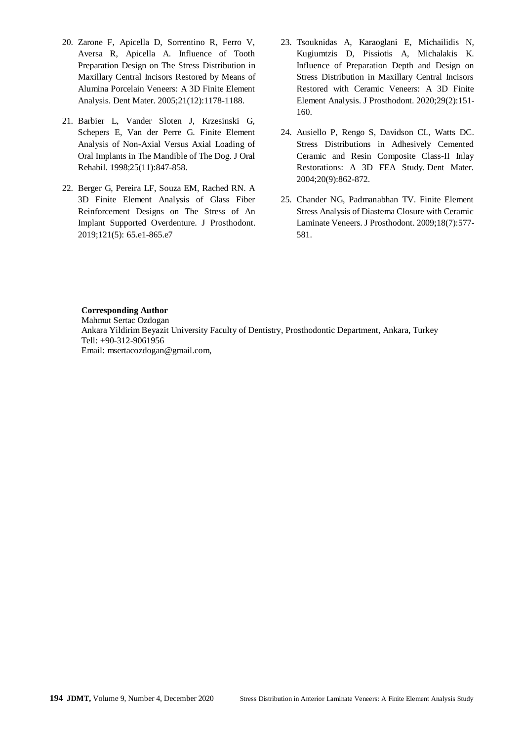20. Zarone F, Apicella D, Sorrentino R, Ferro V, Aversa R, Apicella A. Influence of Tooth Preparation Design on The Stress Distribution in Maxillary Central Incisors Restored by Means of Alumina Porcelain Veneers: A 3D Finite Element Analysis. Dent Mater. 2005;21(12):1178-1188.

21. Barbier L, Vander Sloten J, Krzesinski G, Schepers E, Van der Perre G. Finite Element Analysis of Non-Axial Versus Axial Loading of Oral Implants in The Mandible of The Dog. J Oral Rehabil. 1998;25(11):847-858.

22. Berger G, Pereira LF, Souza EM, Rached RN. A 3D Finite Element Analysis of Glass Fiber Reinforcement Designs on The Stress of An Implant Supported Overdenture. J Prosthodont. 2019;121(5): 65.e1-865.e7

23. Tsouknidas A, Karaoglani E, Michailidis N, Kugiumtzis D, Pissiotis A, Michalakis K. Influence of Preparation Depth and Design on Stress Distribution in Maxillary Central Incisors Restored with Ceramic Veneers: A 3D Finite Element Analysis. J Prosthodont. 2020;29(2):151-160.

24. Ausiello P, Rengo S, Davidson CL, Watts DC. Stress Distributions in Adhesively Cemented Ceramic and Resin Composite Class-II Inlay Restorations: A 3D FEA Study. Dent Mater. 2004;20(9):862-872.

25. Chander NG, Padmanabhan TV. Finite Element Stress Analysis of Diastema Closure with Ceramic Laminate Veneers. J Prosthodont. 2009;18(7):577-581.

**Corresponding Author**
Mahmut Sertac Ozdogan
Ankara Yildirim Beyazit University Faculty of Dentistry, Prosthodontic Department, Ankara, Turkey
Tell: +90-312-9061956
Email: msertacozdogan@gmail.com,